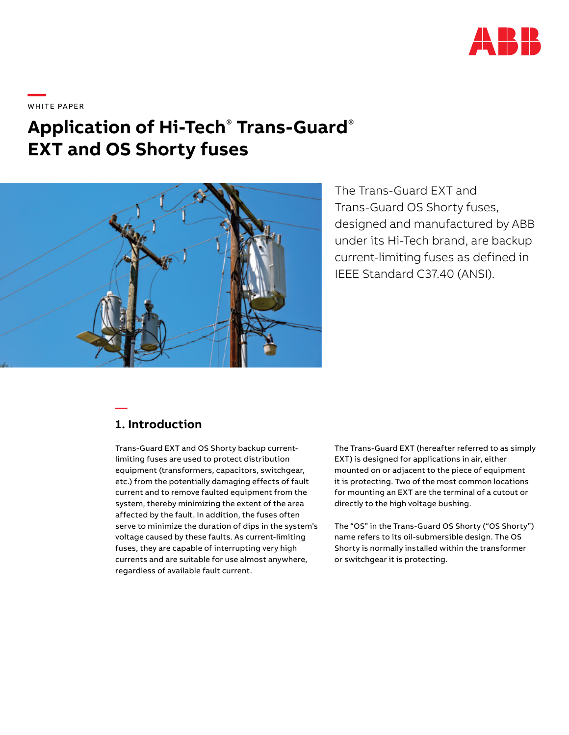WHITE PAPER

# Application of Hi-Tech® Trans-Guard® EXT and OS Shorty fuses

The Trans-Guard EXT and Trans-Guard OS Shorty fuses, designed and manufactured by ABB under its Hi-Tech brand, are backup current-limiting fuses as defined in IEEE Standard C37.40 (ANSI).

## 1. Introduction

Trans-Guard EXT and OS Shorty backup current-limiting fuses are used to protect distribution equipment (transformers, capacitors, switchgear, etc.) from the potentially damaging effects of fault current and to remove faulted equipment from the system, thereby minimizing the extent of the area affected by the fault. In addition, the fuses often serve to minimize the duration of dips in the system's voltage caused by these faults. As current-limiting fuses, they are capable of interrupting very high currents and are suitable for use almost anywhere, regardless of available fault current.

The Trans-Guard EXT (hereafter referred to as simply EXT) is designed for applications in air, either mounted on or adjacent to the piece of equipment it is protecting. Two of the most common locations for mounting an EXT are the terminal of a cutout or directly to the high voltage bushing.

The "OS" in the Trans-Guard OS Shorty ("OS Shorty") name refers to its oil-submersible design. The OS Shorty is normally installed within the transformer or switchgear it is protecting.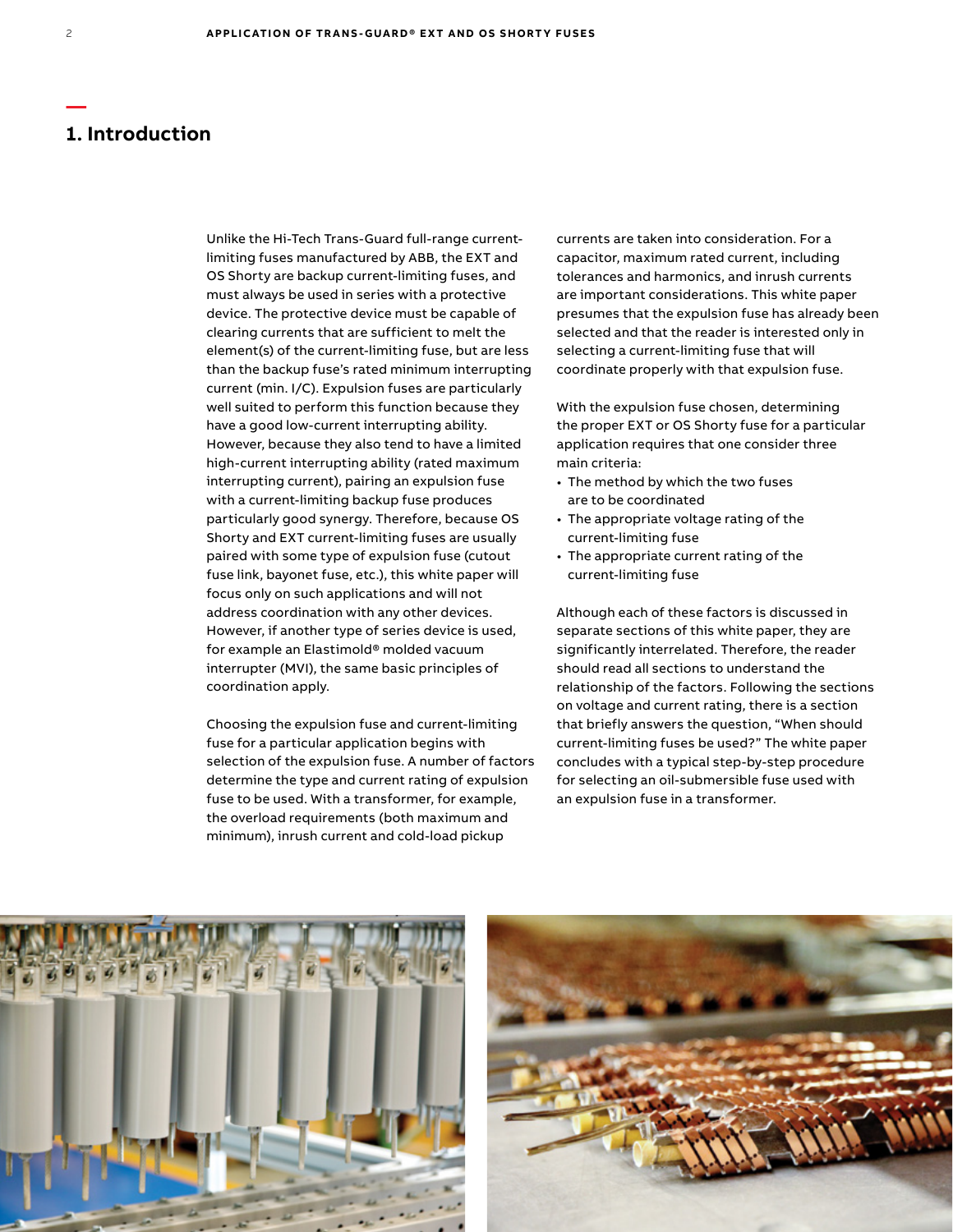# 1. Introduction

Unlike the Hi-Tech Trans-Guard full-range current-limiting fuses manufactured by ABB, the EXT and OS Shorty are backup current-limiting fuses, and must always be used in series with a protective device. The protective device must be capable of clearing currents that are sufficient to melt the element(s) of the current-limiting fuse, but are less than the backup fuse's rated minimum interrupting current (min. I/C). Expulsion fuses are particularly well suited to perform this function because they have a good low-current interrupting ability. However, because they also tend to have a limited high-current interrupting ability (rated maximum interrupting current), pairing an expulsion fuse with a current-limiting backup fuse produces particularly good synergy. Therefore, because OS Shorty and EXT current-limiting fuses are usually paired with some type of expulsion fuse (cutout fuse link, bayonet fuse, etc.), this white paper will focus only on such applications and will not address coordination with any other devices. However, if another type of series device is used, for example an Elastimold® molded vacuum interrupter (MVI), the same basic principles of coordination apply.

Choosing the expulsion fuse and current-limiting fuse for a particular application begins with selection of the expulsion fuse. A number of factors determine the type and current rating of expulsion fuse to be used. With a transformer, for example, the overload requirements (both maximum and minimum), inrush current and cold-load pickup currents are taken into consideration. For a capacitor, maximum rated current, including tolerances and harmonics, and inrush currents are important considerations. This white paper presumes that the expulsion fuse has already been selected and that the reader is interested only in selecting a current-limiting fuse that will coordinate properly with that expulsion fuse.

With the expulsion fuse chosen, determining the proper EXT or OS Shorty fuse for a particular application requires that one consider three main criteria:

- The method by which the two fuses are to be coordinated
- The appropriate voltage rating of the current-limiting fuse
- The appropriate current rating of the current-limiting fuse

Although each of these factors is discussed in separate sections of this white paper, they are significantly interrelated. Therefore, the reader should read all sections to understand the relationship of the factors. Following the sections on voltage and current rating, there is a section that briefly answers the question, "When should current-limiting fuses be used?" The white paper concludes with a typical step-by-step procedure for selecting an oil-submersible fuse used with an expulsion fuse in a transformer.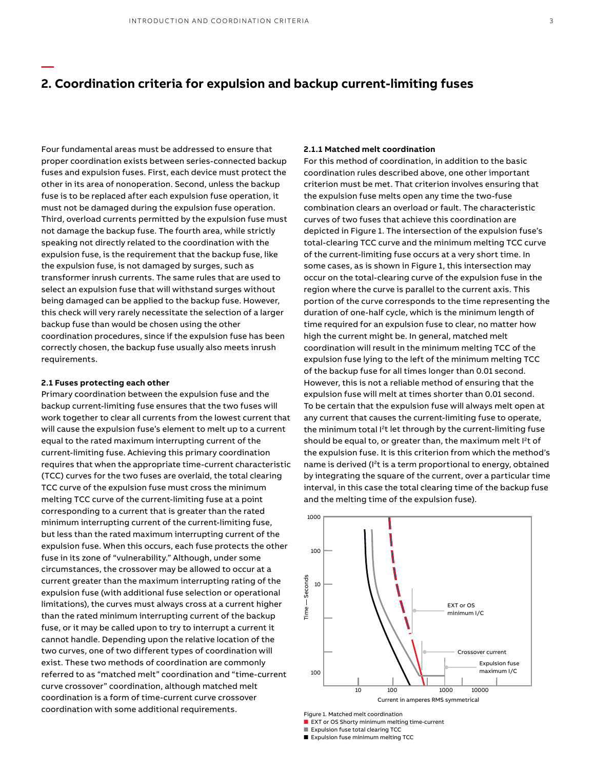## 2. Coordination criteria for expulsion and backup current-limiting fuses

Four fundamental areas must be addressed to ensure that proper coordination exists between series-connected backup fuses and expulsion fuses. First, each device must protect the other in its area of nonoperation. Second, unless the backup fuse is to be replaced after each expulsion fuse operation, it must not be damaged during the expulsion fuse operation. Third, overload currents permitted by the expulsion fuse must not damage the backup fuse. The fourth area, while strictly speaking not directly related to the coordination with the expulsion fuse, is the requirement that the backup fuse, like the expulsion fuse, is not damaged by surges, such as transformer inrush currents. The same rules that are used to select an expulsion fuse that will withstand surges without being damaged can be applied to the backup fuse. However, this check will very rarely necessitate the selection of a larger backup fuse than would be chosen using the other coordination procedures, since if the expulsion fuse has been correctly chosen, the backup fuse usually also meets inrush requirements.

### 2.1 Fuses protecting each other

Primary coordination between the expulsion fuse and the backup current-limiting fuse ensures that the two fuses will work together to clear all currents from the lowest current that will cause the expulsion fuse's element to melt up to a current equal to the rated maximum interrupting current of the current-limiting fuse. Achieving this primary coordination requires that when the appropriate time-current characteristic (TCC) curves for the two fuses are overlaid, the total clearing TCC curve of the expulsion fuse must cross the minimum melting TCC curve of the current-limiting fuse at a point corresponding to a current that is greater than the rated minimum interrupting current of the current-limiting fuse, but less than the rated maximum interrupting current of the expulsion fuse. When this occurs, each fuse protects the other fuse in its zone of "vulnerability." Although, under some circumstances, the crossover may be allowed to occur at a current greater than the maximum interrupting rating of the expulsion fuse (with additional fuse selection or operational limitations), the curves must always cross at a current higher than the rated minimum interrupting current of the backup fuse, or it may be called upon to try to interrupt a current it cannot handle. Depending upon the relative location of the two curves, one of two different types of coordination will exist. These two methods of coordination are commonly referred to as "matched melt" coordination and "time-current curve crossover" coordination, although matched melt coordination is a form of time-current curve crossover coordination with some additional requirements.

#### 2.1.1 Matched melt coordination

For this method of coordination, in addition to the basic coordination rules described above, one other important criterion must be met. That criterion involves ensuring that the expulsion fuse melts open any time the two-fuse combination clears an overload or fault. The characteristic curves of two fuses that achieve this coordination are depicted in Figure 1. The intersection of the expulsion fuse's total-clearing TCC curve and the minimum melting TCC curve of the current-limiting fuse occurs at a very short time. In some cases, as is shown in Figure 1, this intersection may occur on the total-clearing curve of the expulsion fuse in the region where the curve is parallel to the current axis. This portion of the curve corresponds to the time representing the duration of one-half cycle, which is the minimum length of time required for an expulsion fuse to clear, no matter how high the current might be. In general, matched melt coordination will result in the minimum melting TCC of the expulsion fuse lying to the left of the minimum melting TCC of the backup fuse for all times longer than 0.01 second. However, this is not a reliable method of ensuring that the expulsion fuse will melt at times shorter than 0.01 second. To be certain that the expulsion fuse will always melt open at any current that causes the current-limiting fuse to operate, the minimum total $I^2t$ let through by the current-limiting fuse should be equal to, or greater than, the maximum melt $I^2t$ of the expulsion fuse. It is this criterion from which the method's name is derived ($I^2t$ is a term proportional to energy, obtained by integrating the square of the current, over a particular time interval, in this case the total clearing time of the backup fuse and the melting time of the expulsion fuse).

Figure 1. Matched melt coordination
- EXT or OS Shorty minimum melting time-current
- Expulsion fuse total clearing TCC
- Expulsion fuse minimum melting TCC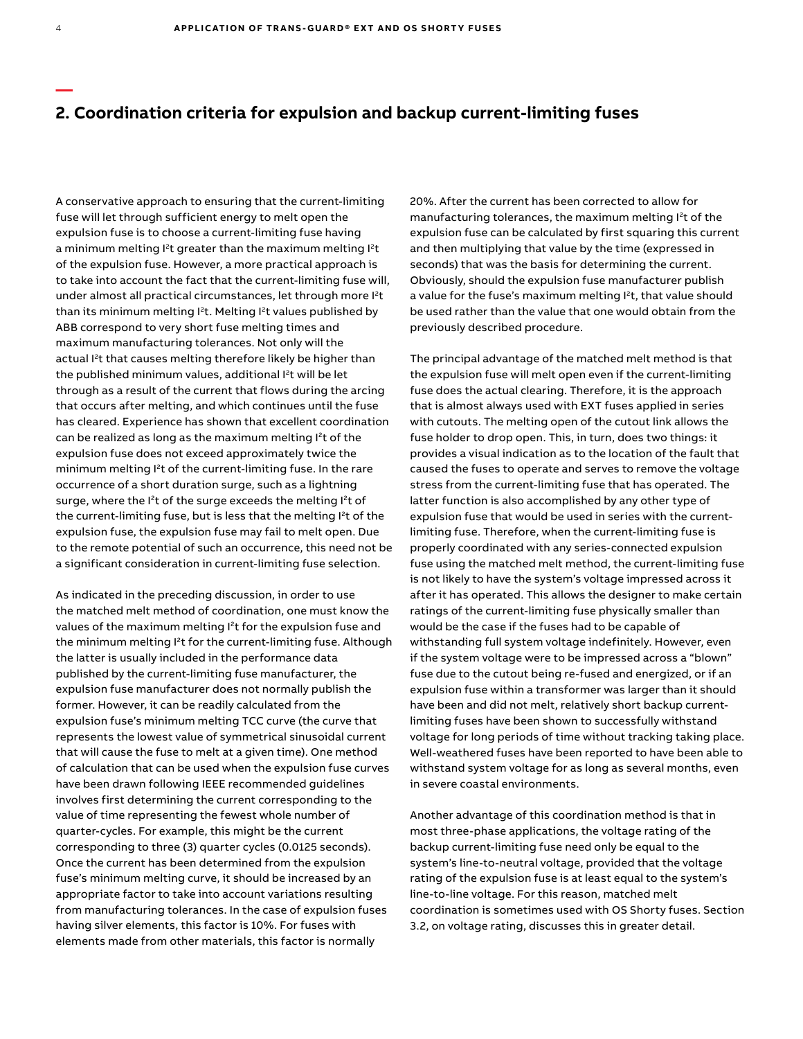## 2. Coordination criteria for expulsion and backup current-limiting fuses

A conservative approach to ensuring that the current-limiting fuse will let through sufficient energy to melt open the expulsion fuse is to choose a current-limiting fuse having a minimum melting $I^2t$ greater than the maximum melting $I^2t$ of the expulsion fuse. However, a more practical approach is to take into account the fact that the current-limiting fuse will, under almost all practical circumstances, let through more $I^2t$ than its minimum melting $I^2t$. Melting $I^2t$ values published by ABB correspond to very short fuse melting times and maximum manufacturing tolerances. Not only will the actual $I^2t$ that causes melting therefore likely be higher than the published minimum values, additional $I^2t$ will be let through as a result of the current that flows during the arcing that occurs after melting, and which continues until the fuse has cleared. Experience has shown that excellent coordination can be realized as long as the maximum melting $I^2t$ of the expulsion fuse does not exceed approximately twice the minimum melting $I^2t$ of the current-limiting fuse. In the rare occurrence of a short duration surge, such as a lightning surge, where the $I^2t$ of the surge exceeds the melting $I^2t$ of the current-limiting fuse, but is less that the melting $I^2t$ of the expulsion fuse, the expulsion fuse may fail to melt open. Due to the remote potential of such an occurrence, this need not be a significant consideration in current-limiting fuse selection.

As indicated in the preceding discussion, in order to use the matched melt method of coordination, one must know the values of the maximum melting $I^2t$ for the expulsion fuse and the minimum melting $I^2t$ for the current-limiting fuse. Although the latter is usually included in the performance data published by the current-limiting fuse manufacturer, the expulsion fuse manufacturer does not normally publish the former. However, it can be readily calculated from the expulsion fuse's minimum melting TCC curve (the curve that represents the lowest value of symmetrical sinusoidal current that will cause the fuse to melt at a given time). One method of calculation that can be used when the expulsion fuse curves have been drawn following IEEE recommended guidelines involves first determining the current corresponding to the value of time representing the fewest whole number of quarter-cycles. For example, this might be the current corresponding to three (3) quarter cycles (0.0125 seconds). Once the current has been determined from the expulsion fuse's minimum melting curve, it should be increased by an appropriate factor to take into account variations resulting from manufacturing tolerances. In the case of expulsion fuses having silver elements, this factor is 10%. For fuses with elements made from other materials, this factor is normally 20%. After the current has been corrected to allow for manufacturing tolerances, the maximum melting $I^2t$ of the expulsion fuse can be calculated by first squaring this current and then multiplying that value by the time (expressed in seconds) that was the basis for determining the current. Obviously, should the expulsion fuse manufacturer publish a value for the fuse's maximum melting $I^2t$, that value should be used rather than the value that one would obtain from the previously described procedure.

The principal advantage of the matched melt method is that the expulsion fuse will melt open even if the current-limiting fuse does the actual clearing. Therefore, it is the approach that is almost always used with EXT fuses applied in series with cutouts. The melting open of the cutout link allows the fuse holder to drop open. This, in turn, does two things: it provides a visual indication as to the location of the fault that caused the fuses to operate and serves to remove the voltage stress from the current-limiting fuse that has operated. The latter function is also accomplished by any other type of expulsion fuse that would be used in series with the current-limiting fuse. Therefore, when the current-limiting fuse is properly coordinated with any series-connected expulsion fuse using the matched melt method, the current-limiting fuse is not likely to have the system's voltage impressed across it after it has operated. This allows the designer to make certain ratings of the current-limiting fuse physically smaller than would be the case if the fuses had to be capable of withstanding full system voltage indefinitely. However, even if the system voltage were to be impressed across a "blown" fuse due to the cutout being re-fused and energized, or if an expulsion fuse within a transformer was larger than it should have been and did not melt, relatively short backup current-limiting fuses have been shown to successfully withstand voltage for long periods of time without tracking taking place. Well-weathered fuses have been reported to have been able to withstand system voltage for as long as several months, even in severe coastal environments.

Another advantage of this coordination method is that in most three-phase applications, the voltage rating of the backup current-limiting fuse need only be equal to the system's line-to-neutral voltage, provided that the voltage rating of the expulsion fuse is at least equal to the system's line-to-line voltage. For this reason, matched melt coordination is sometimes used with OS Shorty fuses. Section 3.2, on voltage rating, discusses this in greater detail.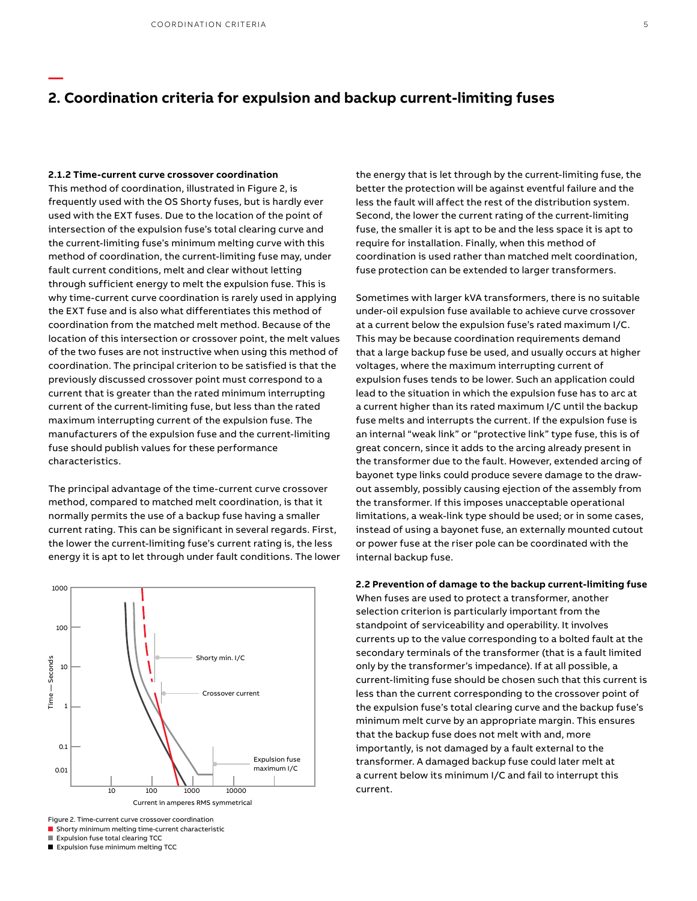## 2. Coordination criteria for expulsion and backup current-limiting fuses

**2.1.2 Time-current curve crossover coordination**

This method of coordination, illustrated in Figure 2, is frequently used with the OS Shorty fuses, but is hardly ever used with the EXT fuses. Due to the location of the point of intersection of the expulsion fuse's total clearing curve and the current-limiting fuse's minimum melting curve with this method of coordination, the current-limiting fuse may, under fault current conditions, melt and clear without letting through sufficient energy to melt the expulsion fuse. This is why time-current curve coordination is rarely used in applying the EXT fuse and is also what differentiates this method of coordination from the matched melt method. Because of the location of this intersection or crossover point, the melt values of the two fuses are not instructive when using this method of coordination. The principal criterion to be satisfied is that the previously discussed crossover point must correspond to a current that is greater than the rated minimum interrupting current of the current-limiting fuse, but less than the rated maximum interrupting current of the expulsion fuse. The manufacturers of the expulsion fuse and the current-limiting fuse should publish values for these performance characteristics.

The principal advantage of the time-current curve crossover method, compared to matched melt coordination, is that it normally permits the use of a backup fuse having a smaller current rating. This can be significant in several regards. First, the lower the current-limiting fuse's current rating is, the less energy it is apt to let through under fault conditions. The lower the energy that is let through by the current-limiting fuse, the better the protection will be against eventful failure and the less the fault will affect the rest of the distribution system. Second, the lower the current rating of the current-limiting fuse, the smaller it is apt to be and the less space it is apt to require for installation. Finally, when this method of coordination is used rather than matched melt coordination, fuse protection can be extended to larger transformers.

Figure 2. Time-current curve crossover coordination
- Shorty minimum melting time-current characteristic
- Expulsion fuse total clearing TCC
- Expulsion fuse minimum melting TCC

Sometimes with larger kVA transformers, there is no suitable under-oil expulsion fuse available to achieve curve crossover at a current below the expulsion fuse's rated maximum I/C. This may be because coordination requirements demand that a large backup fuse be used, and usually occurs at higher voltages, where the maximum interrupting current of expulsion fuses tends to be lower. Such an application could lead to the situation in which the expulsion fuse has to arc at a current higher than its rated maximum I/C until the backup fuse melts and interrupts the current. If the expulsion fuse is an internal "weak link" or "protective link" type fuse, this is of great concern, since it adds to the arcing already present in the transformer due to the fault. However, extended arcing of bayonet type links could produce severe damage to the draw-out assembly, possibly causing ejection of the assembly from the transformer. If this imposes unacceptable operational limitations, a weak-link type should be used; or in some cases, instead of using a bayonet fuse, an externally mounted cutout or power fuse at the riser pole can be coordinated with the internal backup fuse.

**2.2 Prevention of damage to the backup current-limiting fuse**

When fuses are used to protect a transformer, another selection criterion is particularly important from the standpoint of serviceability and operability. It involves currents up to the value corresponding to a bolted fault at the secondary terminals of the transformer (that is a fault limited only by the transformer's impedance). If at all possible, a current-limiting fuse should be chosen such that this current is less than the current corresponding to the crossover point of the expulsion fuse's total clearing curve and the backup fuse's minimum melt curve by an appropriate margin. This ensures that the backup fuse does not melt with and, more importantly, is not damaged by a fault external to the transformer. A damaged backup fuse could later melt at a current below its minimum I/C and fail to interrupt this current.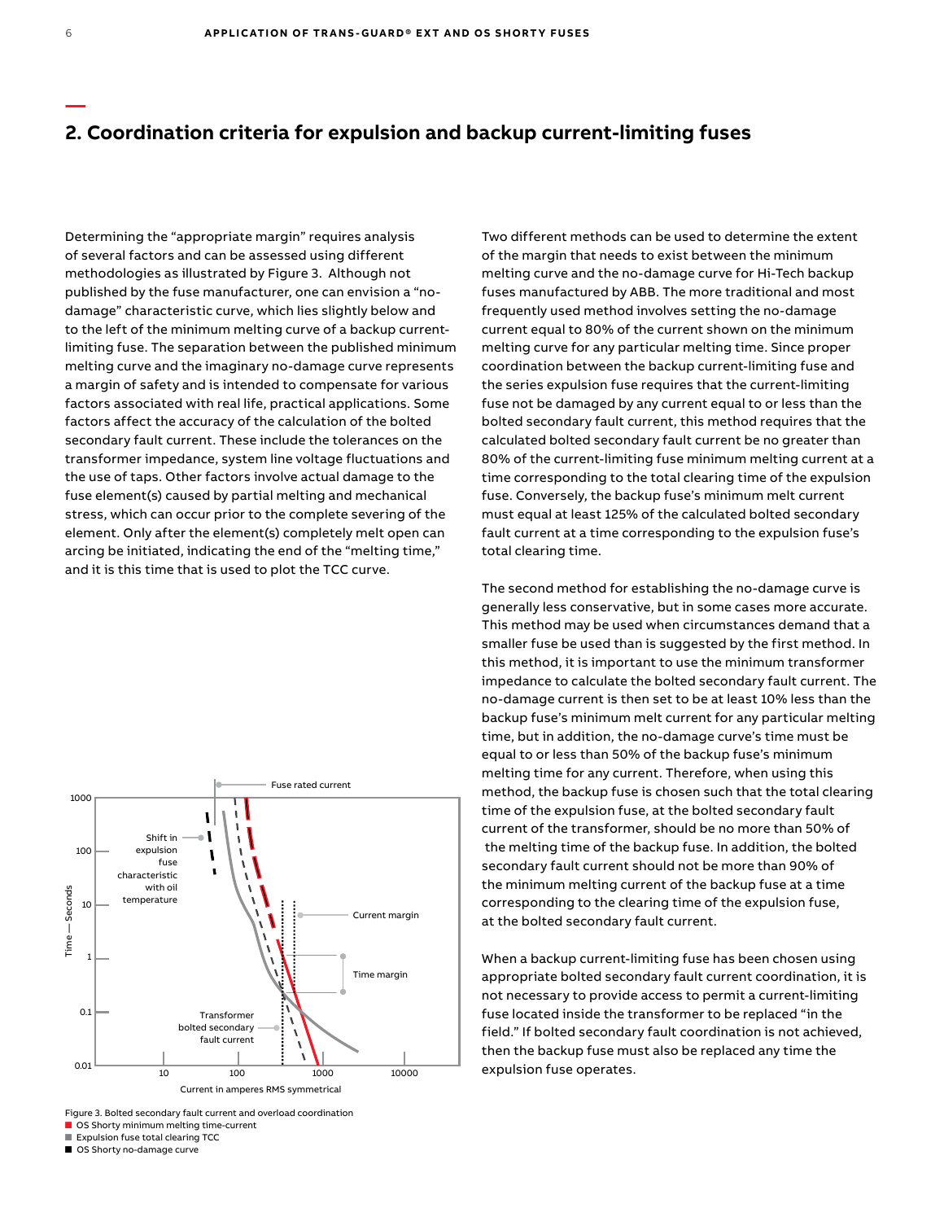## 2. Coordination criteria for expulsion and backup current-limiting fuses

Determining the “appropriate margin” requires analysis of several factors and can be assessed using different methodologies as illustrated by Figure 3. Although not published by the fuse manufacturer, one can envision a “no-damage” characteristic curve, which lies slightly below and to the left of the minimum melting curve of a backup current-limiting fuse. The separation between the published minimum melting curve and the imaginary no-damage curve represents a margin of safety and is intended to compensate for various factors associated with real life, practical applications. Some factors affect the accuracy of the calculation of the bolted secondary fault current. These include the tolerances on the transformer impedance, system line voltage fluctuations and the use of taps. Other factors involve actual damage to the fuse element(s) caused by partial melting and mechanical stress, which can occur prior to the complete severing of the element. Only after the element(s) completely melt open can arcing be initiated, indicating the end of the “melting time,” and it is this time that is used to plot the TCC curve.

Figure 3. Bolted secondary fault current and overload coordination

- OS Shorty minimum melting time-current
- Expulsion fuse total clearing TCC
- OS Shorty no-damage curve

Two different methods can be used to determine the extent of the margin that needs to exist between the minimum melting curve and the no-damage curve for Hi-Tech backup fuses manufactured by ABB. The more traditional and most frequently used method involves setting the no-damage current equal to 80% of the current shown on the minimum melting curve for any particular melting time. Since proper coordination between the backup current-limiting fuse and the series expulsion fuse requires that the current-limiting fuse not be damaged by any current equal to or less than the bolted secondary fault current, this method requires that the calculated bolted secondary fault current be no greater than 80% of the current-limiting fuse minimum melting current at a time corresponding to the total clearing time of the expulsion fuse. Conversely, the backup fuse’s minimum melt current must equal at least 125% of the calculated bolted secondary fault current at a time corresponding to the expulsion fuse’s total clearing time.

The second method for establishing the no-damage curve is generally less conservative, but in some cases more accurate. This method may be used when circumstances demand that a smaller fuse be used than is suggested by the first method. In this method, it is important to use the minimum transformer impedance to calculate the bolted secondary fault current. The no-damage current is then set to be at least 10% less than the backup fuse’s minimum melt current for any particular melting time, but in addition, the no-damage curve’s time must be equal to or less than 50% of the backup fuse’s minimum melting time for any current. Therefore, when using this method, the backup fuse is chosen such that the total clearing time of the expulsion fuse, at the bolted secondary fault current of the transformer, should be no more than 50% of the melting time of the backup fuse. In addition, the bolted secondary fault current should not be more than 90% of the minimum melting current of the backup fuse at a time corresponding to the clearing time of the expulsion fuse, at the bolted secondary fault current.

When a backup current-limiting fuse has been chosen using appropriate bolted secondary fault current coordination, it is not necessary to provide access to permit a current-limiting fuse located inside the transformer to be replaced “in the field.” If bolted secondary fault coordination is not achieved, then the backup fuse must also be replaced any time the expulsion fuse operates.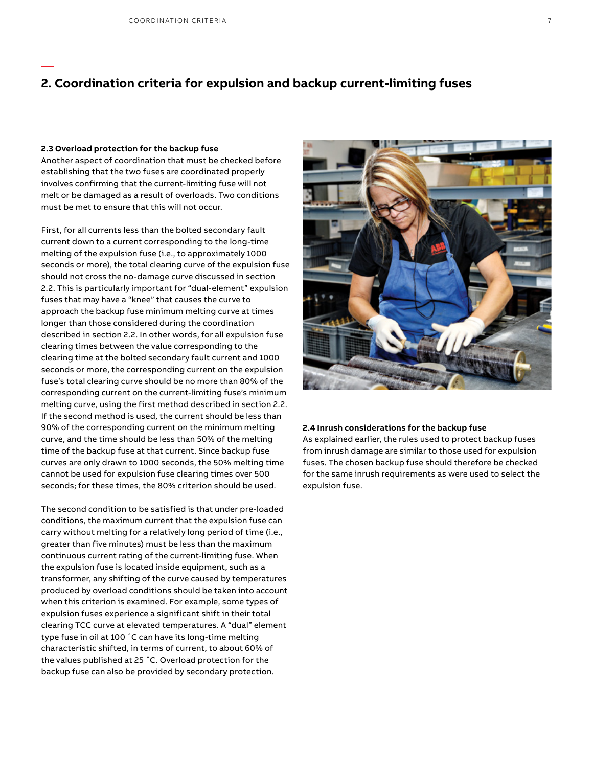## 2. Coordination criteria for expulsion and backup current-limiting fuses

**2.3 Overload protection for the backup fuse**

Another aspect of coordination that must be checked before establishing that the two fuses are coordinated properly involves confirming that the current-limiting fuse will not melt or be damaged as a result of overloads. Two conditions must be met to ensure that this will not occur.

First, for all currents less than the bolted secondary fault current down to a current corresponding to the long-time melting of the expulsion fuse (i.e., to approximately 1000 seconds or more), the total clearing curve of the expulsion fuse should not cross the no-damage curve discussed in section 2.2. This is particularly important for "dual-element" expulsion fuses that may have a "knee" that causes the curve to approach the backup fuse minimum melting curve at times longer than those considered during the coordination described in section 2.2. In other words, for all expulsion fuse clearing times between the value corresponding to the clearing time at the bolted secondary fault current and 1000 seconds or more, the corresponding current on the expulsion fuse's total clearing curve should be no more than 80% of the corresponding current on the current-limiting fuse's minimum melting curve, using the first method described in section 2.2. If the second method is used, the current should be less than 90% of the corresponding current on the minimum melting curve, and the time should be less than 50% of the melting time of the backup fuse at that current. Since backup fuse curves are only drawn to 1000 seconds, the 50% melting time cannot be used for expulsion fuse clearing times over 500 seconds; for these times, the 80% criterion should be used.

The second condition to be satisfied is that under pre-loaded conditions, the maximum current that the expulsion fuse can carry without melting for a relatively long period of time (i.e., greater than five minutes) must be less than the maximum continuous current rating of the current-limiting fuse. When the expulsion fuse is located inside equipment, such as a transformer, any shifting of the curve caused by temperatures produced by overload conditions should be taken into account when this criterion is examined. For example, some types of expulsion fuses experience a significant shift in their total clearing TCC curve at elevated temperatures. A "dual" element type fuse in oil at 100 ˚C can have its long-time melting characteristic shifted, in terms of current, to about 60% of the values published at 25 ˚C. Overload protection for the backup fuse can also be provided by secondary protection.

**2.4 Inrush considerations for the backup fuse**

As explained earlier, the rules used to protect backup fuses from inrush damage are similar to those used for expulsion fuses. The chosen backup fuse should therefore be checked for the same inrush requirements as were used to select the expulsion fuse.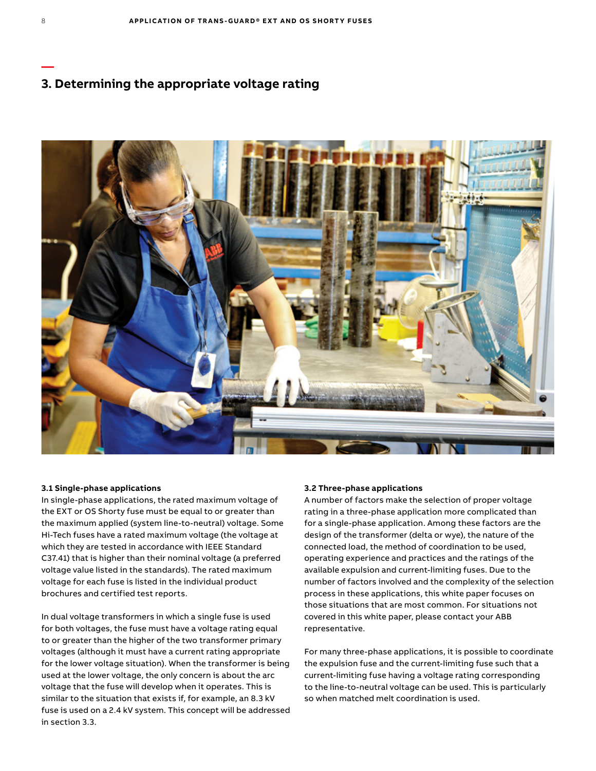## 3. Determining the appropriate voltage rating

### 3.1 Single-phase applications

In single-phase applications, the rated maximum voltage of the EXT or OS Shorty fuse must be equal to or greater than the maximum applied (system line-to-neutral) voltage. Some Hi-Tech fuses have a rated maximum voltage (the voltage at which they are tested in accordance with IEEE Standard C37.41) that is higher than their nominal voltage (a preferred voltage value listed in the standards). The rated maximum voltage for each fuse is listed in the individual product brochures and certified test reports.

In dual voltage transformers in which a single fuse is used for both voltages, the fuse must have a voltage rating equal to or greater than the higher of the two transformer primary voltages (although it must have a current rating appropriate for the lower voltage situation). When the transformer is being used at the lower voltage, the only concern is about the arc voltage that the fuse will develop when it operates. This is similar to the situation that exists if, for example, an 8.3 kV fuse is used on a 2.4 kV system. This concept will be addressed in section 3.3.

### 3.2 Three-phase applications

A number of factors make the selection of proper voltage rating in a three-phase application more complicated than for a single-phase application. Among these factors are the design of the transformer (delta or wye), the nature of the connected load, the method of coordination to be used, operating experience and practices and the ratings of the available expulsion and current-limiting fuses. Due to the number of factors involved and the complexity of the selection process in these applications, this white paper focuses on those situations that are most common. For situations not covered in this white paper, please contact your ABB representative.

For many three-phase applications, it is possible to coordinate the expulsion fuse and the current-limiting fuse such that a current-limiting fuse having a voltage rating corresponding to the line-to-neutral voltage can be used. This is particularly so when matched melt coordination is used.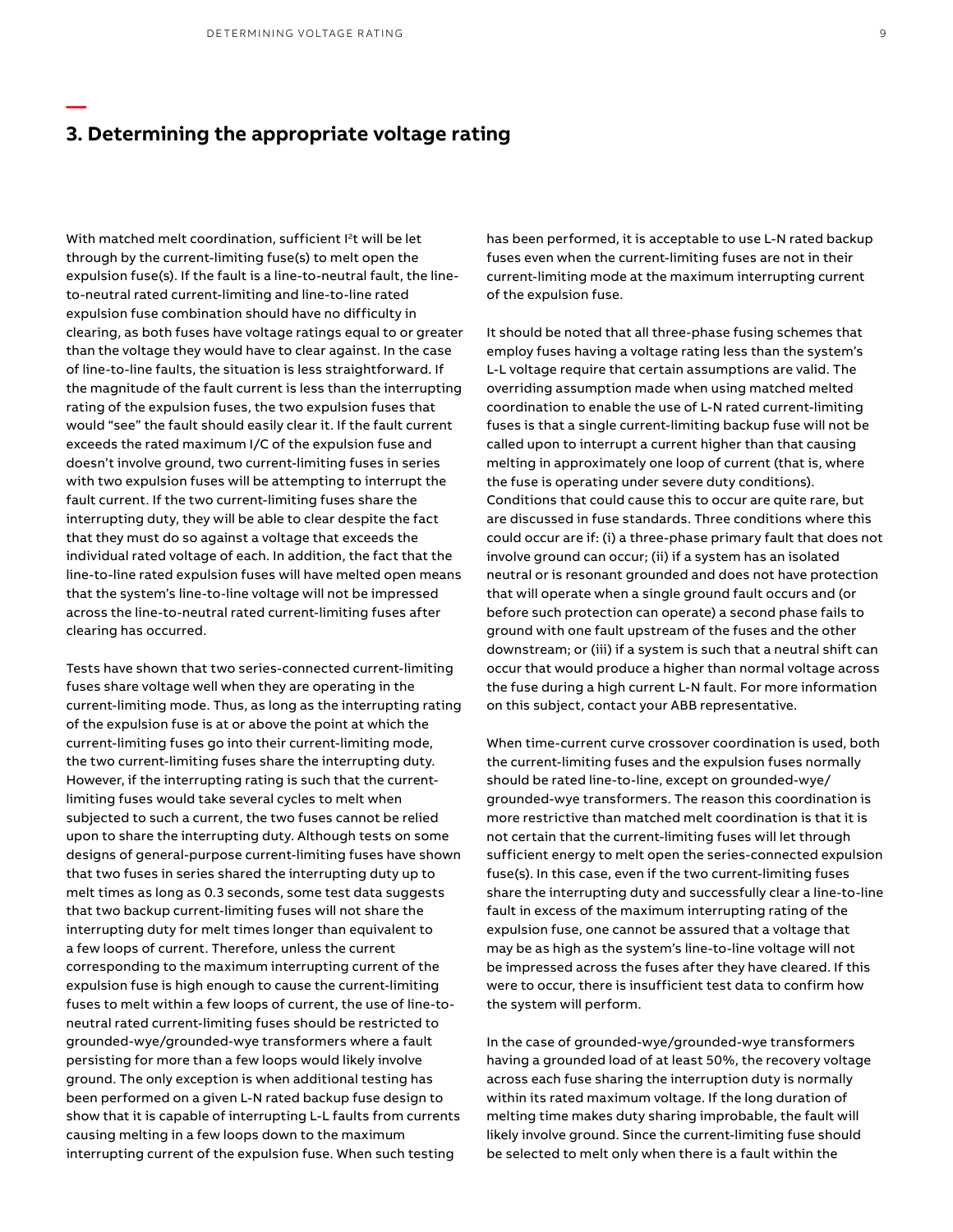## 3. Determining the appropriate voltage rating

With matched melt coordination, sufficient $I^2t$ will be let through by the current-limiting fuse(s) to melt open the expulsion fuse(s). If the fault is a line-to-neutral fault, the line-to-neutral rated current-limiting and line-to-line rated expulsion fuse combination should have no difficulty in clearing, as both fuses have voltage ratings equal to or greater than the voltage they would have to clear against. In the case of line-to-line faults, the situation is less straightforward. If the magnitude of the fault current is less than the interrupting rating of the expulsion fuses, the two expulsion fuses that would "see" the fault should easily clear it. If the fault current exceeds the rated maximum I/C of the expulsion fuse and doesn't involve ground, two current-limiting fuses in series with two expulsion fuses will be attempting to interrupt the fault current. If the two current-limiting fuses share the interrupting duty, they will be able to clear despite the fact that they must do so against a voltage that exceeds the individual rated voltage of each. In addition, the fact that the line-to-line rated expulsion fuses will have melted open means that the system's line-to-line voltage will not be impressed across the line-to-neutral rated current-limiting fuses after clearing has occurred.

Tests have shown that two series-connected current-limiting fuses share voltage well when they are operating in the current-limiting mode. Thus, as long as the interrupting rating of the expulsion fuse is at or above the point at which the current-limiting fuses go into their current-limiting mode, the two current-limiting fuses share the interrupting duty. However, if the interrupting rating is such that the current-limiting fuses would take several cycles to melt when subjected to such a current, the two fuses cannot be relied upon to share the interrupting duty. Although tests on some designs of general-purpose current-limiting fuses have shown that two fuses in series shared the interrupting duty up to melt times as long as 0.3 seconds, some test data suggests that two backup current-limiting fuses will not share the interrupting duty for melt times longer than equivalent to a few loops of current. Therefore, unless the current corresponding to the maximum interrupting current of the expulsion fuse is high enough to cause the current-limiting fuses to melt within a few loops of current, the use of line-to-neutral rated current-limiting fuses should be restricted to grounded-wye/grounded-wye transformers where a fault persisting for more than a few loops would likely involve ground. The only exception is when additional testing has been performed on a given L-N rated backup fuse design to show that it is capable of interrupting L-L faults from currents causing melting in a few loops down to the maximum interrupting current of the expulsion fuse. When such testing has been performed, it is acceptable to use L-N rated backup fuses even when the current-limiting fuses are not in their current-limiting mode at the maximum interrupting current of the expulsion fuse.

It should be noted that all three-phase fusing schemes that employ fuses having a voltage rating less than the system's L-L voltage require that certain assumptions are valid. The overriding assumption made when using matched melted coordination to enable the use of L-N rated current-limiting fuses is that a single current-limiting backup fuse will not be called upon to interrupt a current higher than that causing melting in approximately one loop of current (that is, where the fuse is operating under severe duty conditions). Conditions that could cause this to occur are quite rare, but are discussed in fuse standards. Three conditions where this could occur are if: (i) a three-phase primary fault that does not involve ground can occur; (ii) if a system has an isolated neutral or is resonant grounded and does not have protection that will operate when a single ground fault occurs and (or before such protection can operate) a second phase fails to ground with one fault upstream of the fuses and the other downstream; or (iii) if a system is such that a neutral shift can occur that would produce a higher than normal voltage across the fuse during a high current L-N fault. For more information on this subject, contact your ABB representative.

When time-current curve crossover coordination is used, both the current-limiting fuses and the expulsion fuses normally should be rated line-to-line, except on grounded-wye/grounded-wye transformers. The reason this coordination is more restrictive than matched melt coordination is that it is not certain that the current-limiting fuses will let through sufficient energy to melt open the series-connected expulsion fuse(s). In this case, even if the two current-limiting fuses share the interrupting duty and successfully clear a line-to-line fault in excess of the maximum interrupting rating of the expulsion fuse, one cannot be assured that a voltage that may be as high as the system's line-to-line voltage will not be impressed across the fuses after they have cleared. If this were to occur, there is insufficient test data to confirm how the system will perform.

In the case of grounded-wye/grounded-wye transformers having a grounded load of at least 50%, the recovery voltage across each fuse sharing the interruption duty is normally within its rated maximum voltage. If the long duration of melting time makes duty sharing improbable, the fault will likely involve ground. Since the current-limiting fuse should be selected to melt only when there is a fault within the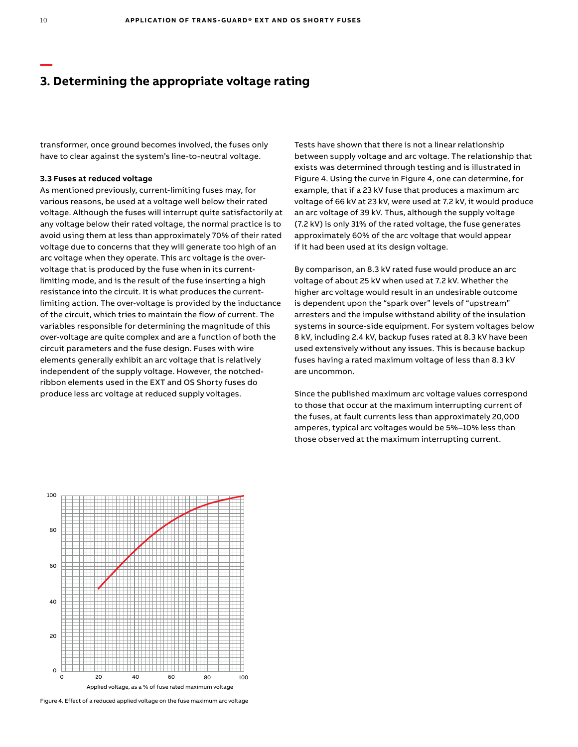# 3. Determining the appropriate voltage rating

transformer, once ground becomes involved, the fuses only have to clear against the system's line-to-neutral voltage.

### 3.3 Fuses at reduced voltage

As mentioned previously, current-limiting fuses may, for various reasons, be used at a voltage well below their rated voltage. Although the fuses will interrupt quite satisfactorily at any voltage below their rated voltage, the normal practice is to avoid using them at less than approximately 70% of their rated voltage due to concerns that they will generate too high of an arc voltage when they operate. This arc voltage is the over-voltage that is produced by the fuse when in its current-limiting mode, and is the result of the fuse inserting a high resistance into the circuit. It is what produces the current-limiting action. The over-voltage is provided by the inductance of the circuit, which tries to maintain the flow of current. The variables responsible for determining the magnitude of this over-voltage are quite complex and are a function of both the circuit parameters and the fuse design. Fuses with wire elements generally exhibit an arc voltage that is relatively independent of the supply voltage. However, the notched-ribbon elements used in the EXT and OS Shorty fuses do produce less arc voltage at reduced supply voltages.

Tests have shown that there is not a linear relationship between supply voltage and arc voltage. The relationship that exists was determined through testing and is illustrated in Figure 4. Using the curve in Figure 4, one can determine, for example, that if a 23 kV fuse that produces a maximum arc voltage of 66 kV at 23 kV, were used at 7.2 kV, it would produce an arc voltage of 39 kV. Thus, although the supply voltage (7.2 kV) is only 31% of the rated voltage, the fuse generates approximately 60% of the arc voltage that would appear if it had been used at its design voltage.

By comparison, an 8.3 kV rated fuse would produce an arc voltage of about 25 kV when used at 7.2 kV. Whether the higher arc voltage would result in an undesirable outcome is dependent upon the "spark over" levels of "upstream" arresters and the impulse withstand ability of the insulation systems in source-side equipment. For system voltages below 8 kV, including 2.4 kV, backup fuses rated at 8.3 kV have been used extensively without any issues. This is because backup fuses having a rated maximum voltage of less than 8.3 kV are uncommon.

Since the published maximum arc voltage values correspond to those that occur at the maximum interrupting current of the fuses, at fault currents less than approximately 20,000 amperes, typical arc voltages would be 5%–10% less than those observed at the maximum interrupting current.

Figure 4. Effect of a reduced applied voltage on the fuse maximum arc voltage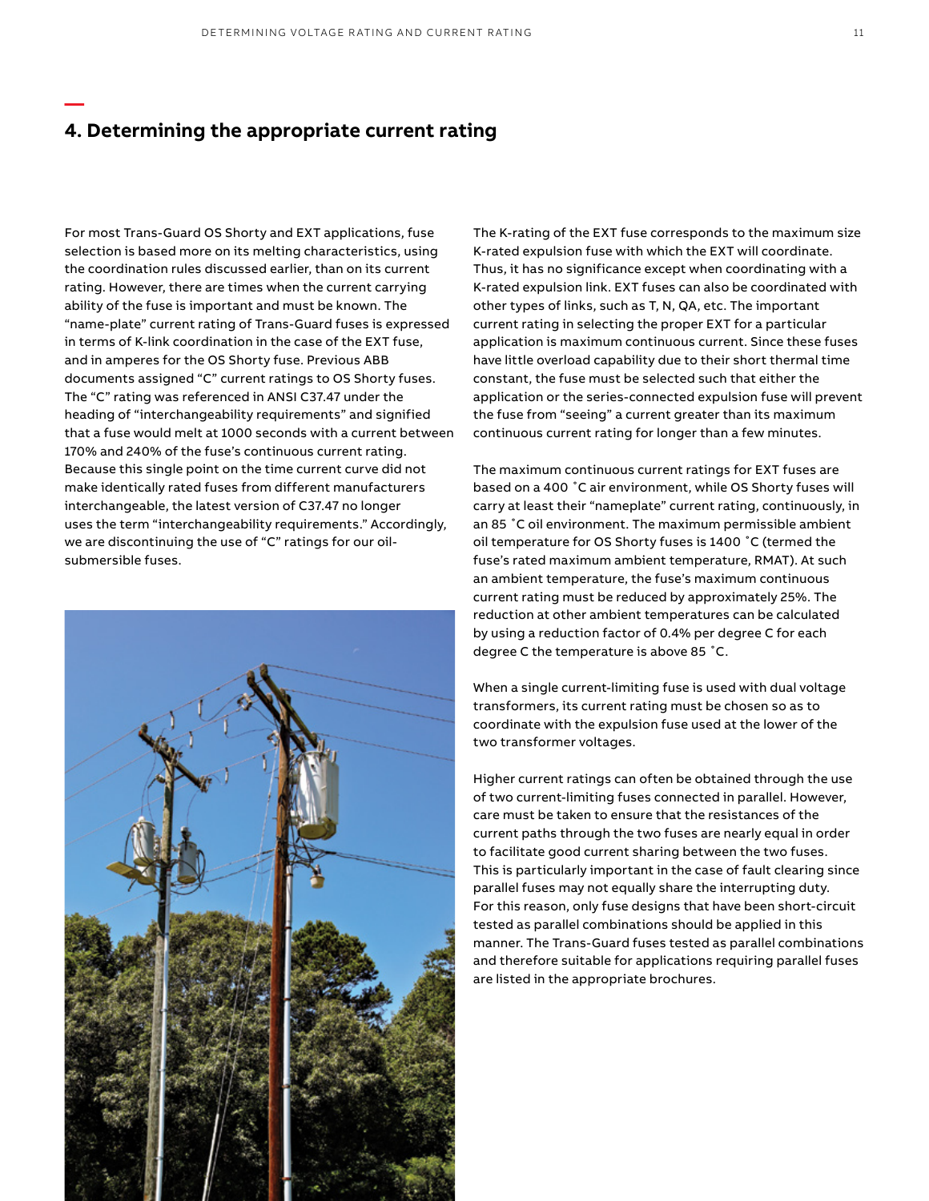## 4. Determining the appropriate current rating

For most Trans-Guard OS Shorty and EXT applications, fuse selection is based more on its melting characteristics, using the coordination rules discussed earlier, than on its current rating. However, there are times when the current carrying ability of the fuse is important and must be known. The "name-plate" current rating of Trans-Guard fuses is expressed in terms of K-link coordination in the case of the EXT fuse, and in amperes for the OS Shorty fuse. Previous ABB documents assigned "C" current ratings to OS Shorty fuses. The "C" rating was referenced in ANSI C37.47 under the heading of "interchangeability requirements" and signified that a fuse would melt at 1000 seconds with a current between 170% and 240% of the fuse's continuous current rating. Because this single point on the time current curve did not make identically rated fuses from different manufacturers interchangeable, the latest version of C37.47 no longer uses the term "interchangeability requirements." Accordingly, we are discontinuing the use of "C" ratings for our oil-submersible fuses.

The K-rating of the EXT fuse corresponds to the maximum size K-rated expulsion fuse with which the EXT will coordinate. Thus, it has no significance except when coordinating with a K-rated expulsion link. EXT fuses can also be coordinated with other types of links, such as T, N, QA, etc. The important current rating in selecting the proper EXT for a particular application is maximum continuous current. Since these fuses have little overload capability due to their short thermal time constant, the fuse must be selected such that either the application or the series-connected expulsion fuse will prevent the fuse from "seeing" a current greater than its maximum continuous current rating for longer than a few minutes.

The maximum continuous current ratings for EXT fuses are based on a 400 ˚C air environment, while OS Shorty fuses will carry at least their "nameplate" current rating, continuously, in an 85 ˚C oil environment. The maximum permissible ambient oil temperature for OS Shorty fuses is 1400 ˚C (termed the fuse's rated maximum ambient temperature, RMAT). At such an ambient temperature, the fuse's maximum continuous current rating must be reduced by approximately 25%. The reduction at other ambient temperatures can be calculated by using a reduction factor of 0.4% per degree C for each degree C the temperature is above 85 ˚C.

When a single current-limiting fuse is used with dual voltage transformers, its current rating must be chosen so as to coordinate with the expulsion fuse used at the lower of the two transformer voltages.

Higher current ratings can often be obtained through the use of two current-limiting fuses connected in parallel. However, care must be taken to ensure that the resistances of the current paths through the two fuses are nearly equal in order to facilitate good current sharing between the two fuses. This is particularly important in the case of fault clearing since parallel fuses may not equally share the interrupting duty. For this reason, only fuse designs that have been short-circuit tested as parallel combinations should be applied in this manner. The Trans-Guard fuses tested as parallel combinations and therefore suitable for applications requiring parallel fuses are listed in the appropriate brochures.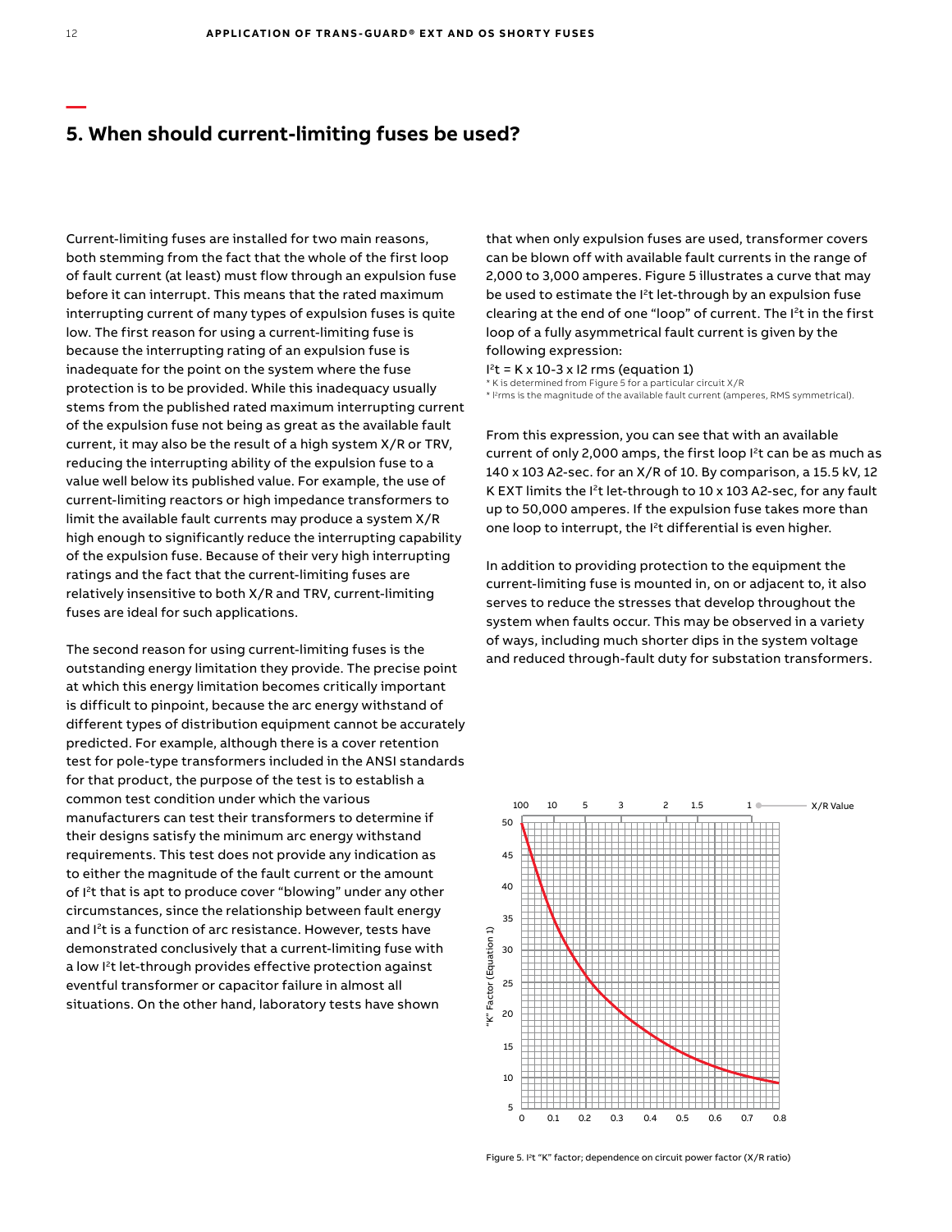## 5. When should current-limiting fuses be used?

Current-limiting fuses are installed for two main reasons, both stemming from the fact that the whole of the first loop of fault current (at least) must flow through an expulsion fuse before it can interrupt. This means that the rated maximum interrupting current of many types of expulsion fuses is quite low. The first reason for using a current-limiting fuse is because the interrupting rating of an expulsion fuse is inadequate for the point on the system where the fuse protection is to be provided. While this inadequacy usually stems from the published rated maximum interrupting current of the expulsion fuse not being as great as the available fault current, it may also be the result of a high system X/R or TRV, reducing the interrupting ability of the expulsion fuse to a value well below its published value. For example, the use of current-limiting reactors or high impedance transformers to limit the available fault currents may produce a system X/R high enough to significantly reduce the interrupting capability of the expulsion fuse. Because of their very high interrupting ratings and the fact that the current-limiting fuses are relatively insensitive to both X/R and TRV, current-limiting fuses are ideal for such applications.

The second reason for using current-limiting fuses is the outstanding energy limitation they provide. The precise point at which this energy limitation becomes critically important is difficult to pinpoint, because the arc energy withstand of different types of distribution equipment cannot be accurately predicted. For example, although there is a cover retention test for pole-type transformers included in the ANSI standards for that product, the purpose of the test is to establish a common test condition under which the various manufacturers can test their transformers to determine if their designs satisfy the minimum arc energy withstand requirements. This test does not provide any indication as to either the magnitude of the fault current or the amount of $I^2t$ that is apt to produce cover "blowing" under any other circumstances, since the relationship between fault energy and $I^2t$ is a function of arc resistance. However, tests have demonstrated conclusively that a current-limiting fuse with a low $I^2t$ let-through provides effective protection against eventful transformer or capacitor failure in almost all situations. On the other hand, laboratory tests have shown that when only expulsion fuses are used, transformer covers can be blown off with available fault currents in the range of 2,000 to 3,000 amperes. Figure 5 illustrates a curve that may be used to estimate the $I^2t$ let-through by an expulsion fuse clearing at the end of one "loop" of current. The $I^2t$ in the first loop of a fully asymmetrical fault current is given by the following expression:

$I^2t = K \times 10^{-3} \times I^2_{rms}$ (equation 1)

\* K is determined from Figure 5 for a particular circuit X/R
\* $I^2_{rms}$ is the magnitude of the available fault current (amperes, RMS symmetrical).

From this expression, you can see that with an available current of only 2,000 amps, the first loop $I^2t$ can be as much as $140 \times 10^3$ $A^2$-sec. for an X/R of 10. By comparison, a 15.5 kV, 12 K EXT limits the $I^2t$ let-through to $10 \times 10^3$ $A^2$-sec, for any fault up to 50,000 amperes. If the expulsion fuse takes more than one loop to interrupt, the $I^2t$ differential is even higher.

In addition to providing protection to the equipment the current-limiting fuse is mounted in, on or adjacent to, it also serves to reduce the stresses that develop throughout the system when faults occur. This may be observed in a variety of ways, including much shorter dips in the system voltage and reduced through-fault duty for substation transformers.

Figure 5. $I^2t$ "K" factor; dependence on circuit power factor (X/R ratio)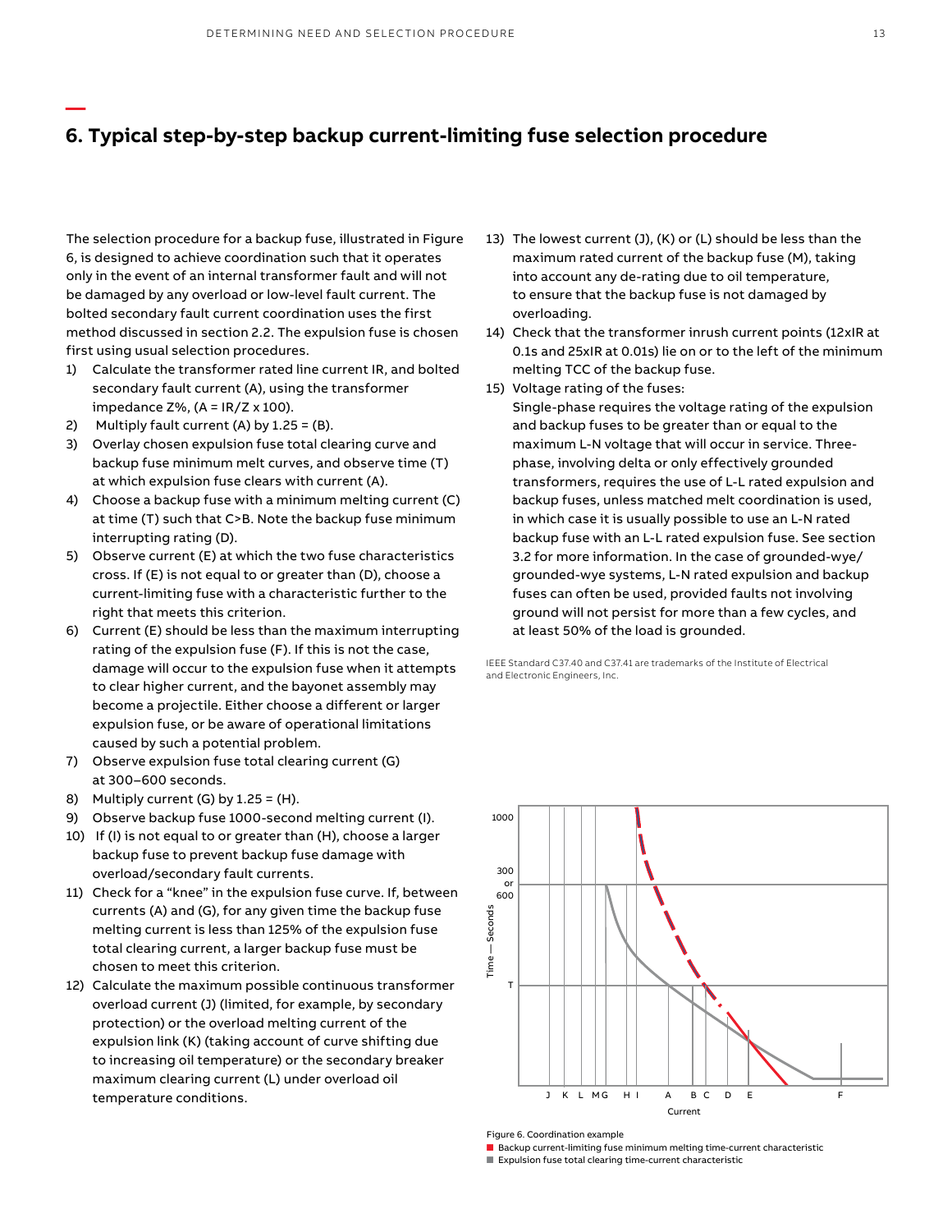## 6. Typical step-by-step backup current-limiting fuse selection procedure

The selection procedure for a backup fuse, illustrated in Figure 6, is designed to achieve coordination such that it operates only in the event of an internal transformer fault and will not be damaged by any overload or low-level fault current. The bolted secondary fault current coordination uses the first method discussed in section 2.2. The expulsion fuse is chosen first using usual selection procedures.

1) Calculate the transformer rated line current IR, and bolted secondary fault current (A), using the transformer impedance Z%, (A = IR/Z x 100).
2) Multiply fault current (A) by 1.25 = (B).
3) Overlay chosen expulsion fuse total clearing curve and backup fuse minimum melt curves, and observe time (T) at which expulsion fuse clears with current (A).
4) Choose a backup fuse with a minimum melting current (C) at time (T) such that C>B. Note the backup fuse minimum interrupting rating (D).
5) Observe current (E) at which the two fuse characteristics cross. If (E) is not equal to or greater than (D), choose a current-limiting fuse with a characteristic further to the right that meets this criterion.
6) Current (E) should be less than the maximum interrupting rating of the expulsion fuse (F). If this is not the case, damage will occur to the expulsion fuse when it attempts to clear higher current, and the bayonet assembly may become a projectile. Either choose a different or larger expulsion fuse, or be aware of operational limitations caused by such a potential problem.
7) Observe expulsion fuse total clearing current (G) at 300–600 seconds.
8) Multiply current (G) by 1.25 = (H).
9) Observe backup fuse 1000-second melting current (I).
10) If (I) is not equal to or greater than (H), choose a larger backup fuse to prevent backup fuse damage with overload/secondary fault currents.
11) Check for a "knee" in the expulsion fuse curve. If, between currents (A) and (G), for any given time the backup fuse melting current is less than 125% of the expulsion fuse total clearing current, a larger backup fuse must be chosen to meet this criterion.
12) Calculate the maximum possible continuous transformer overload current (J) (limited, for example, by secondary protection) or the overload melting current of the expulsion link (K) (taking account of curve shifting due to increasing oil temperature) or the secondary breaker maximum clearing current (L) under overload oil temperature conditions.
13) The lowest current (J), (K) or (L) should be less than the maximum rated current of the backup fuse (M), taking into account any de-rating due to oil temperature, to ensure that the backup fuse is not damaged by overloading.
14) Check that the transformer inrush current points (12xIR at 0.1s and 25xIR at 0.01s) lie on or to the left of the minimum melting TCC of the backup fuse.
15) Voltage rating of the fuses:
    Single-phase requires the voltage rating of the expulsion and backup fuses to be greater than or equal to the maximum L-N voltage that will occur in service. Three-phase, involving delta or only effectively grounded transformers, requires the use of L-L rated expulsion and backup fuses, unless matched melt coordination is used, in which case it is usually possible to use an L-N rated backup fuse with an L-L rated expulsion fuse. See section 3.2 for more information. In the case of grounded-wye/grounded-wye systems, L-N rated expulsion and backup fuses can often be used, provided faults not involving ground will not persist for more than a few cycles, and at least 50% of the load is grounded.

IEEE Standard C37.40 and C37.41 are trademarks of the Institute of Electrical and Electronic Engineers, Inc.

Figure 6. Coordination example

■ Backup current-limiting fuse minimum melting time-current characteristic

■ Expulsion fuse total clearing time-current characteristic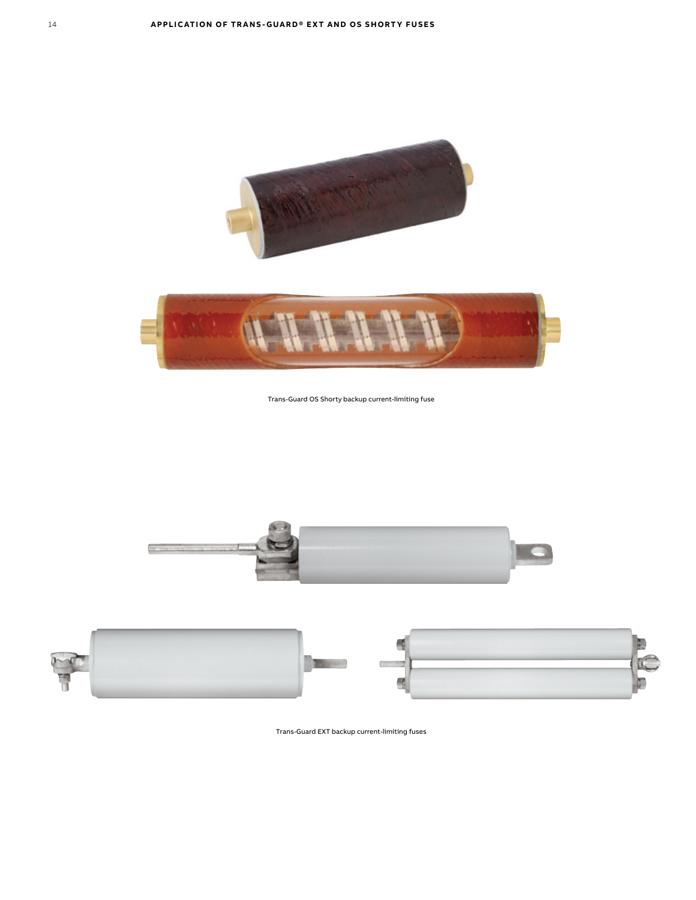Trans-Guard OS Shorty backup current-limiting fuse

Trans-Guard EXT backup current-limiting fuses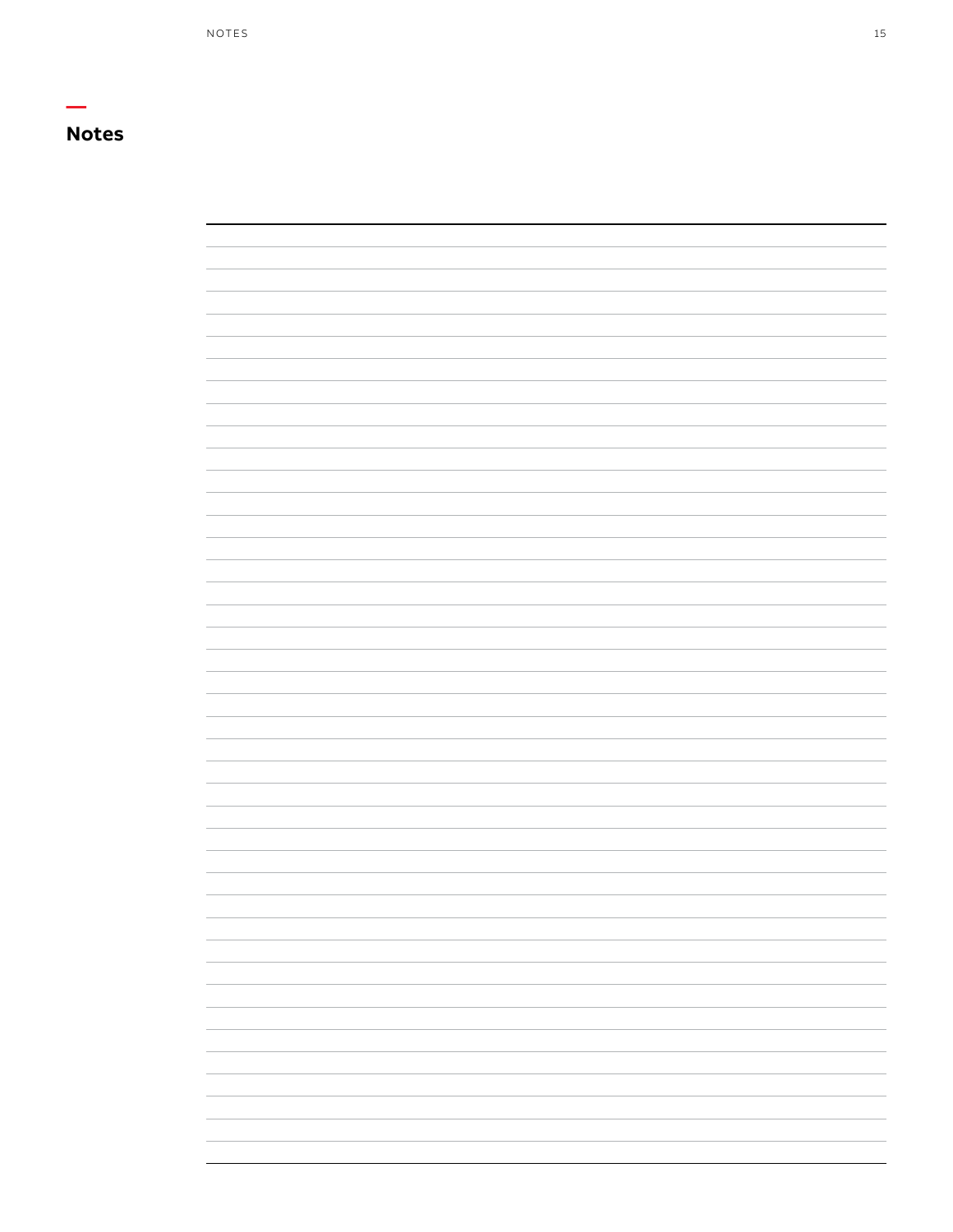## Notes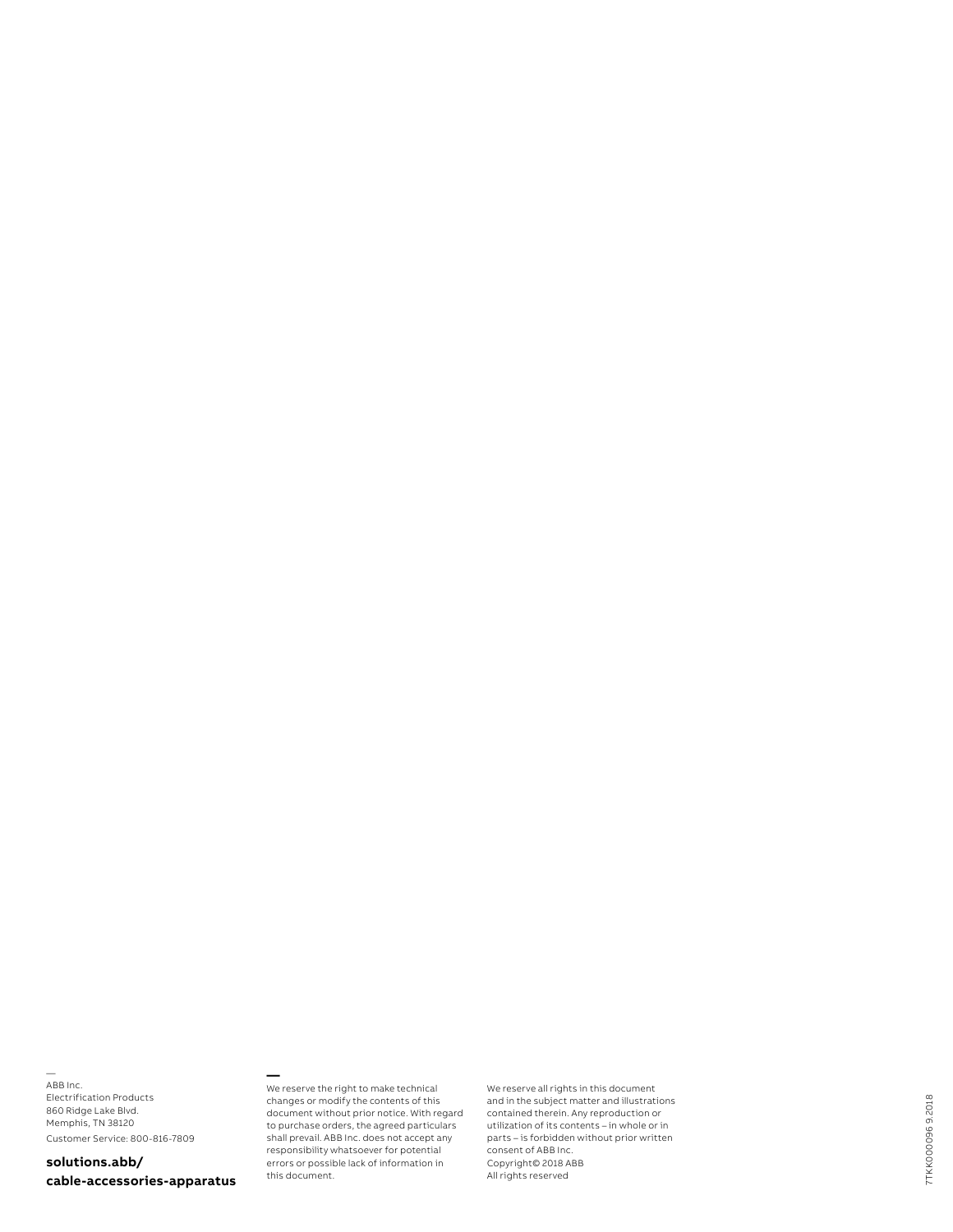—

ABB Inc.
Electrification Products
860 Ridge Lake Blvd.
Memphis, TN 38120

Customer Service: 800-816-7809

**solutions.abb/
cable-accessories-apparatus**

—

We reserve the right to make technical changes or modify the contents of this document without prior notice. With regard to purchase orders, the agreed particulars shall prevail. ABB Inc. does not accept any responsibility whatsoever for potential errors or possible lack of information in this document.

We reserve all rights in this document and in the subject matter and illustrations contained therein. Any reproduction or utilization of its contents – in whole or in parts – is forbidden without prior written consent of ABB Inc.
Copyright© 2018 ABB
All rights reserved

7TKK000096 9.2018